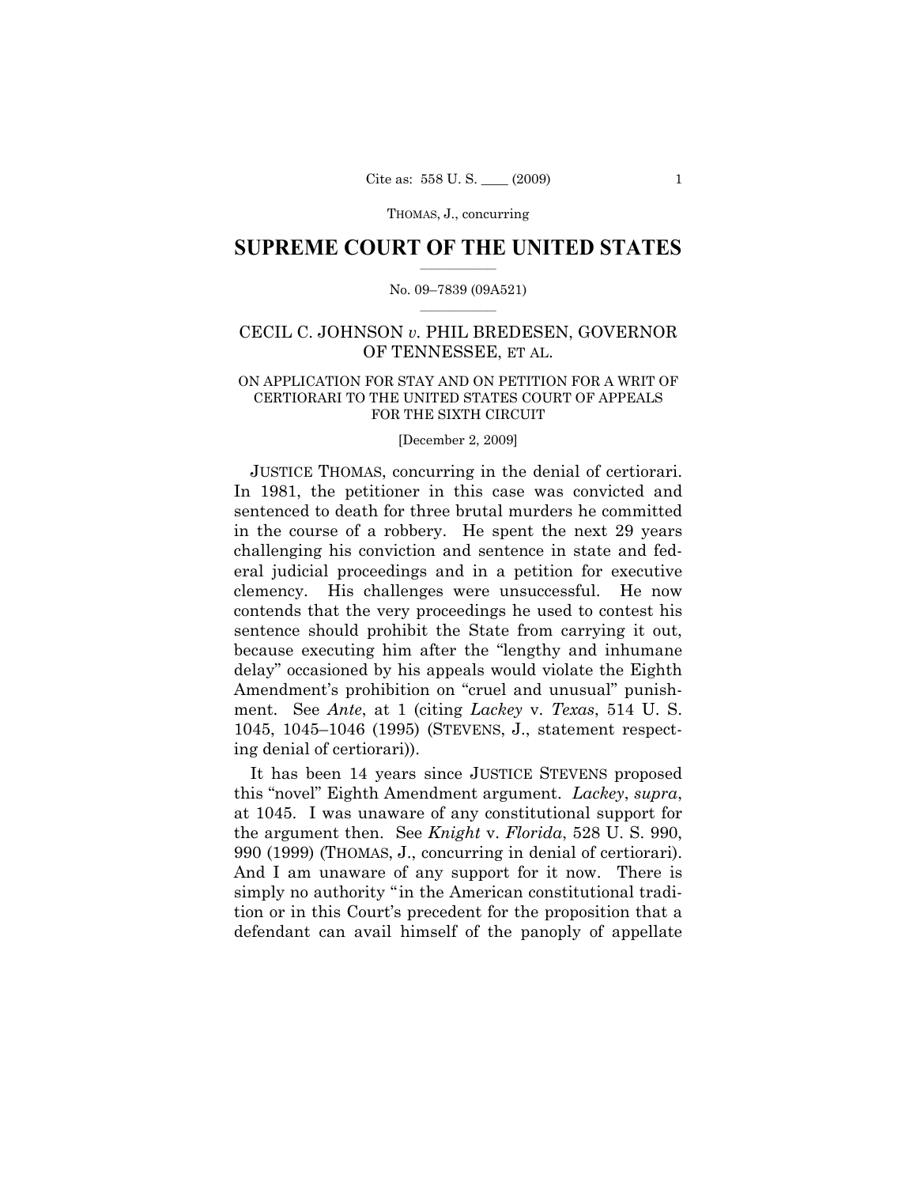# SUPREME COURT OF THE UNITED STATES

No. 09–7839 (09A521)

## CECIL C. JOHNSON *v.* PHIL BREDESEN, GOVERNOR OF TENNESSEE, ET AL.

ON APPLICATION FOR STAY AND ON PETITION FOR A WRIT OF CERTIORARI TO THE UNITED STATES COURT OF APPEALS FOR THE SIXTH CIRCUIT

[December 2, 2009]

JUSTICE THOMAS, concurring in the denial of certiorari. In 1981, the petitioner in this case was convicted and sentenced to death for three brutal murders he committed in the course of a robbery. He spent the next 29 years challenging his conviction and sentence in state and federal judicial proceedings and in a petition for executive clemency. His challenges were unsuccessful. He now contends that the very proceedings he used to contest his sentence should prohibit the State from carrying it out, because executing him after the "lengthy and inhumane delay" occasioned by his appeals would violate the Eighth Amendment's prohibition on "cruel and unusual" punishment. See *Ante*, at 1 (citing *Lackey* v. *Texas*, 514 U. S. 1045, 1045–1046 (1995) (STEVENS, J., statement respecting denial of certiorari)).

It has been 14 years since JUSTICE STEVENS proposed this "novel" Eighth Amendment argument. *Lackey*, *supra*, at 1045. I was unaware of any constitutional support for the argument then. See *Knight* v. *Florida*, 528 U. S. 990, 990 (1999) (THOMAS, J., concurring in denial of certiorari). And I am unaware of any support for it now. There is simply no authority "in the American constitutional tradition or in this Court's precedent for the proposition that a defendant can avail himself of the panoply of appellate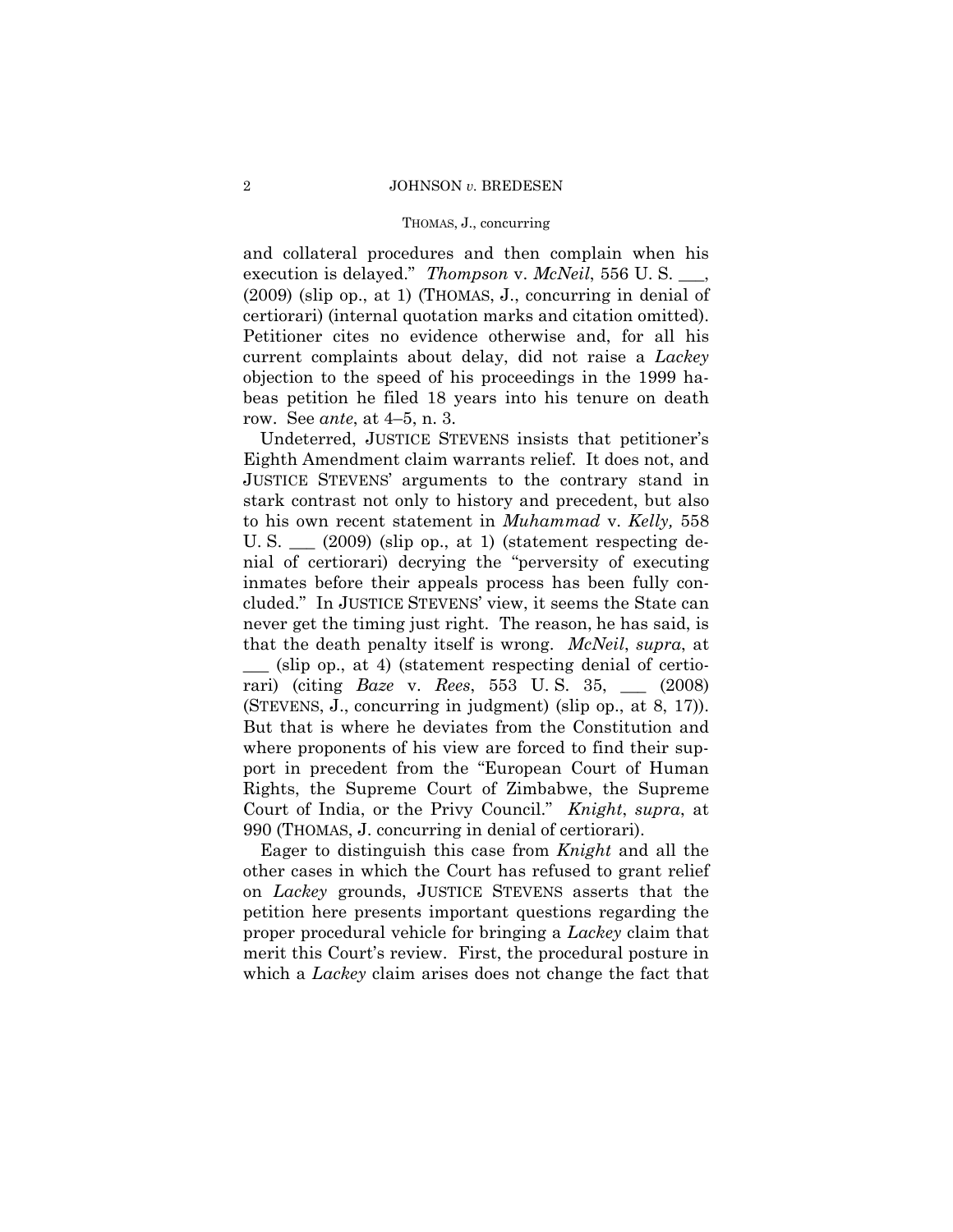and collateral procedures and then complain when his execution is delayed." *Thompson* v. *McNeil*, 556 U. S. ___, (2009) (slip op., at 1) (THOMAS, J., concurring in denial of certiorari) (internal quotation marks and citation omitted). Petitioner cites no evidence otherwise and, for all his current complaints about delay, did not raise a *Lackey* objection to the speed of his proceedings in the 1999 habeas petition he filed 18 years into his tenure on death row. See *ante*, at 4–5, n. 3.

Undeterred, JUSTICE STEVENS insists that petitioner's Eighth Amendment claim warrants relief. It does not, and JUSTICE STEVENS' arguments to the contrary stand in stark contrast not only to history and precedent, but also to his own recent statement in *Muhammad* v. *Kelly,* 558 U. S. ___ (2009) (slip op., at 1) (statement respecting denial of certiorari) decrying the "perversity of executing inmates before their appeals process has been fully concluded." In JUSTICE STEVENS' view, it seems the State can never get the timing just right. The reason, he has said, is that the death penalty itself is wrong. *McNeil*, *supra*, at ___ (slip op., at 4) (statement respecting denial of certiorari) (citing *Baze* v. *Rees*, 553 U. S. 35, ___ (2008) (STEVENS, J., concurring in judgment) (slip op., at 8, 17)). But that is where he deviates from the Constitution and where proponents of his view are forced to find their support in precedent from the "European Court of Human Rights, the Supreme Court of Zimbabwe, the Supreme Court of India, or the Privy Council." *Knight*, *supra*, at 990 (THOMAS, J. concurring in denial of certiorari).

Eager to distinguish this case from *Knight* and all the other cases in which the Court has refused to grant relief on *Lackey* grounds, JUSTICE STEVENS asserts that the petition here presents important questions regarding the proper procedural vehicle for bringing a *Lackey* claim that merit this Court's review. First, the procedural posture in which a *Lackey* claim arises does not change the fact that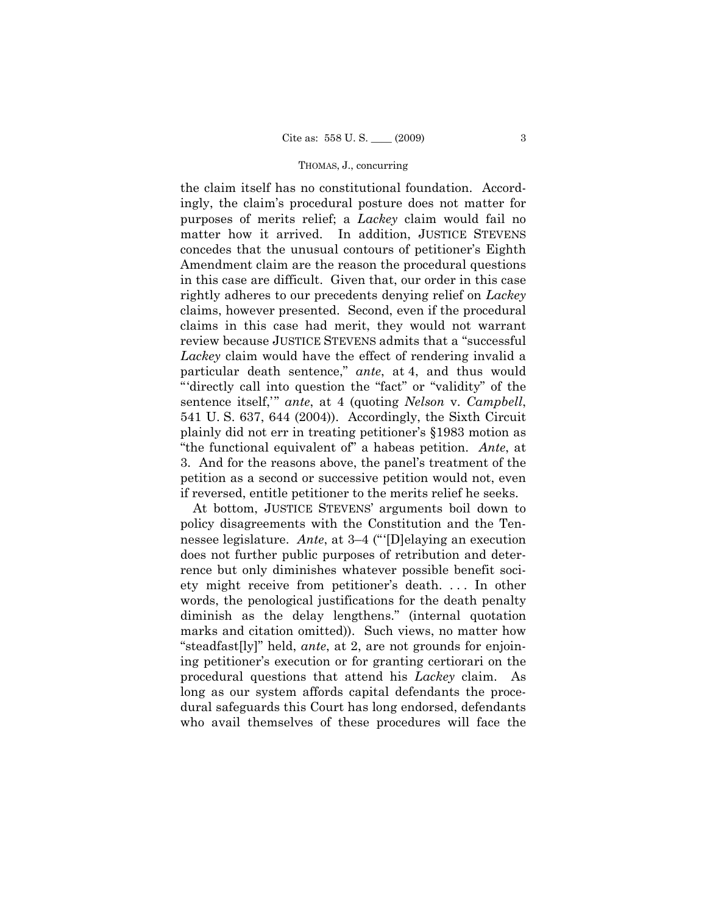the claim itself has no constitutional foundation. Accordingly, the claim's procedural posture does not matter for purposes of merits relief; a *Lackey* claim would fail no matter how it arrived. In addition, JUSTICE STEVENS concedes that the unusual contours of petitioner's Eighth Amendment claim are the reason the procedural questions in this case are difficult. Given that, our order in this case rightly adheres to our precedents denying relief on *Lackey* claims, however presented. Second, even if the procedural claims in this case had merit, they would not warrant review because JUSTICE STEVENS admits that a "successful *Lackey* claim would have the effect of rendering invalid a particular death sentence," *ante*, at 4, and thus would "'directly call into question the "fact" or "validity" of the sentence itself,'" *ante*, at 4 (quoting *Nelson* v. *Campbell*, 541 U. S. 637, 644 (2004)). Accordingly, the Sixth Circuit plainly did not err in treating petitioner's §1983 motion as "the functional equivalent of" a habeas petition. *Ante*, at 3. And for the reasons above, the panel's treatment of the petition as a second or successive petition would not, even if reversed, entitle petitioner to the merits relief he seeks.

At bottom, JUSTICE STEVENS' arguments boil down to policy disagreements with the Constitution and the Tennessee legislature. *Ante*, at 3–4 ("'[D]elaying an execution does not further public purposes of retribution and deterrence but only diminishes whatever possible benefit society might receive from petitioner's death. . . . In other words, the penological justifications for the death penalty diminish as the delay lengthens." (internal quotation marks and citation omitted)). Such views, no matter how "steadfast[ly]" held, *ante*, at 2, are not grounds for enjoining petitioner's execution or for granting certiorari on the procedural questions that attend his *Lackey* claim. As long as our system affords capital defendants the procedural safeguards this Court has long endorsed, defendants who avail themselves of these procedures will face the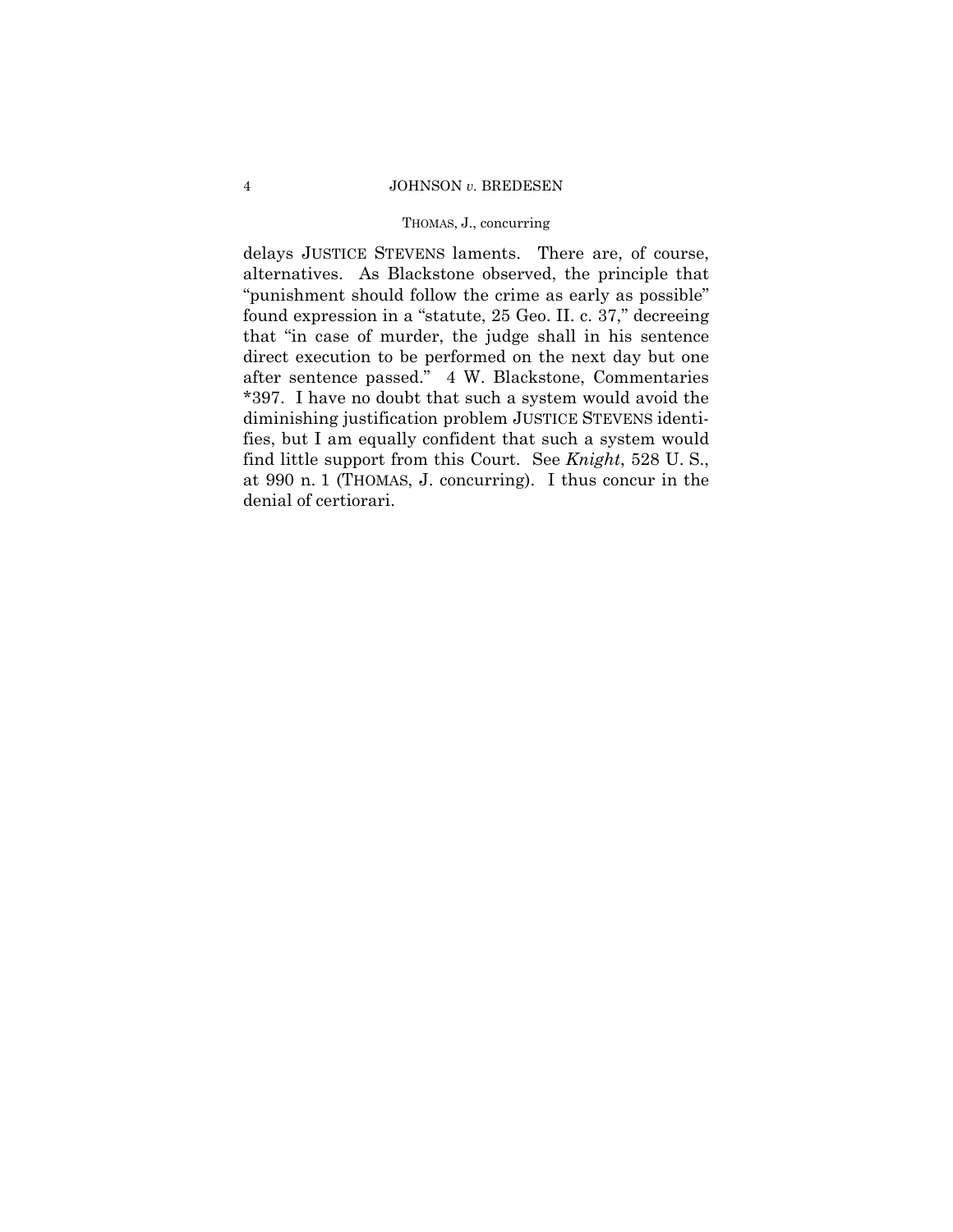delays JUSTICE STEVENS laments. There are, of course, alternatives. As Blackstone observed, the principle that "punishment should follow the crime as early as possible" found expression in a "statute, 25 Geo. II. c. 37," decreeing that "in case of murder, the judge shall in his sentence direct execution to be performed on the next day but one after sentence passed." 4 W. Blackstone, Commentaries *397. I have no doubt that such a system would avoid the diminishing justification problem JUSTICE STEVENS identifies, but I am equally confident that such a system would find little support from this Court. See *Knight*, 528 U. S., at 990 n. 1 (THOMAS, J. concurring). I thus concur in the denial of certiorari.